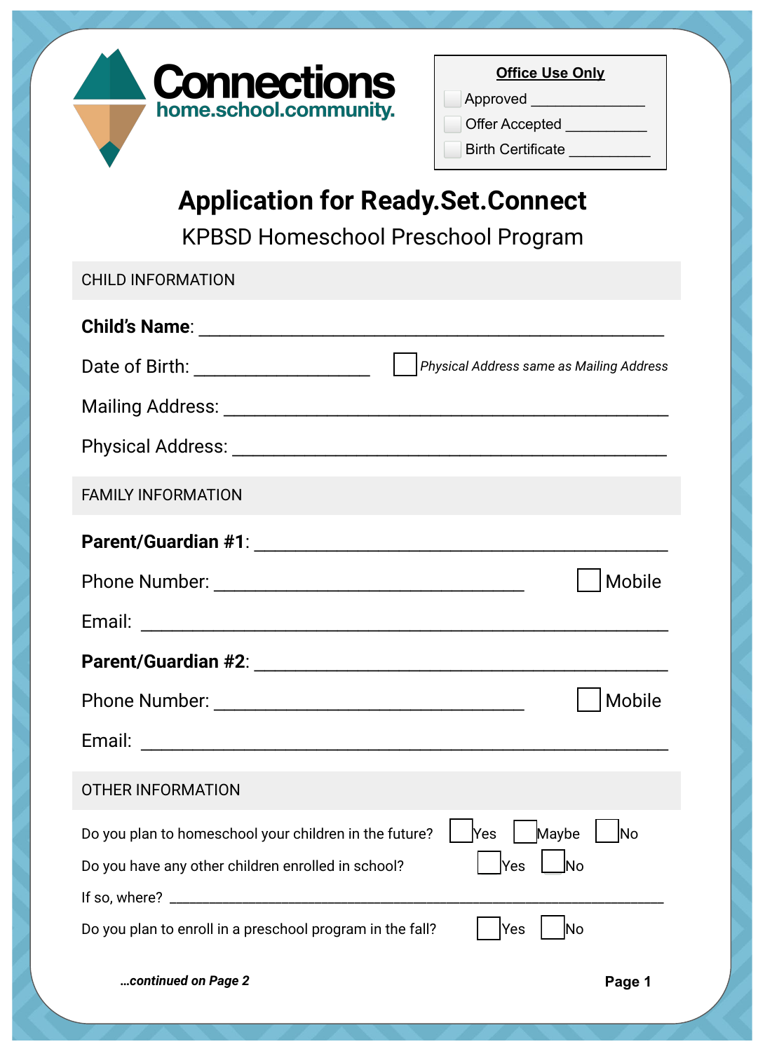**Connections**
home.school.community.

**Office Use Only**

- ☐ Approved ______________
- ☐ Offer Accepted __________
- ☐ Birth Certificate __________

# Application for Ready.Set.Connect

## KPBSD Homeschool Preschool Program

### CHILD INFORMATION

**Child's Name**: ______________________________________________

Date of Birth: __________________ ☐ *Physical Address same as Mailing Address*

Mailing Address: ______________________________________________

Physical Address: ______________________________________________

### FAMILY INFORMATION

**Parent/Guardian #1**: ______________________________________________

Phone Number: ________________________________ ☐ Mobile

Email: ______________________________________________

**Parent/Guardian #2**: ______________________________________________

Phone Number: ________________________________ ☐ Mobile

Email: ______________________________________________

### OTHER INFORMATION

Do you plan to homeschool your children in the future? ☐ Yes ☐ Maybe ☐ No

Do you have any other children enrolled in school? ☐ Yes ☐ No

If so, where? ______________________________________________

Do you plan to enroll in a preschool program in the fall? ☐ Yes ☐ No

***…continued on Page 2***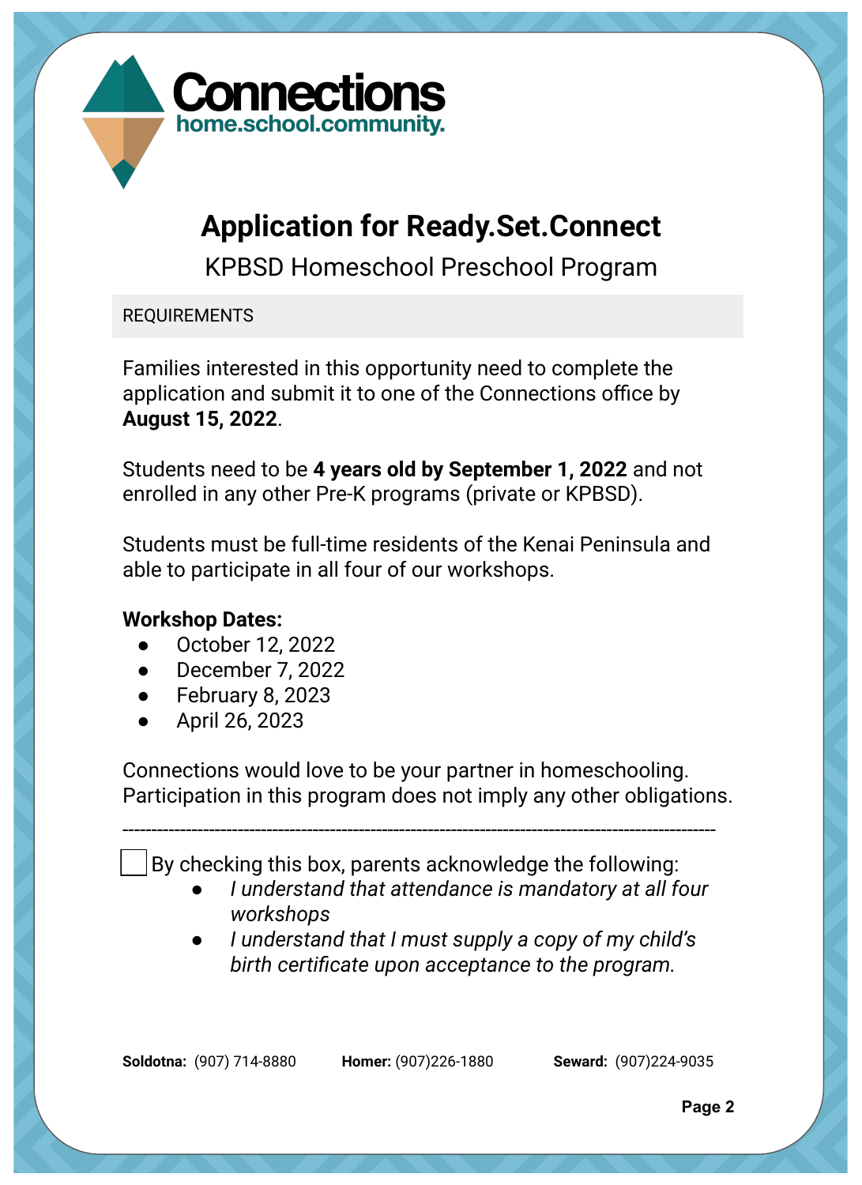Connections
home.school.community.

# Application for Ready.Set.Connect

## KPBSD Homeschool Preschool Program

REQUIREMENTS

Families interested in this opportunity need to complete the application and submit it to one of the Connections office by **August 15, 2022**.

Students need to be **4 years old by September 1, 2022** and not enrolled in any other Pre-K programs (private or KPBSD).

Students must be full-time residents of the Kenai Peninsula and able to participate in all four of our workshops.

**Workshop Dates:**

- October 12, 2022
- December 7, 2022
- February 8, 2023
- April 26, 2023

Connections would love to be your partner in homeschooling. Participation in this program does not imply any other obligations.

---

☐ By checking this box, parents acknowledge the following:

- *I understand that attendance is mandatory at all four workshops*
- *I understand that I must supply a copy of my child's birth certificate upon acceptance to the program.*

**Soldotna:** (907) 714-8880 **Homer:** (907)226-1880 **Seward:** (907)224-9035